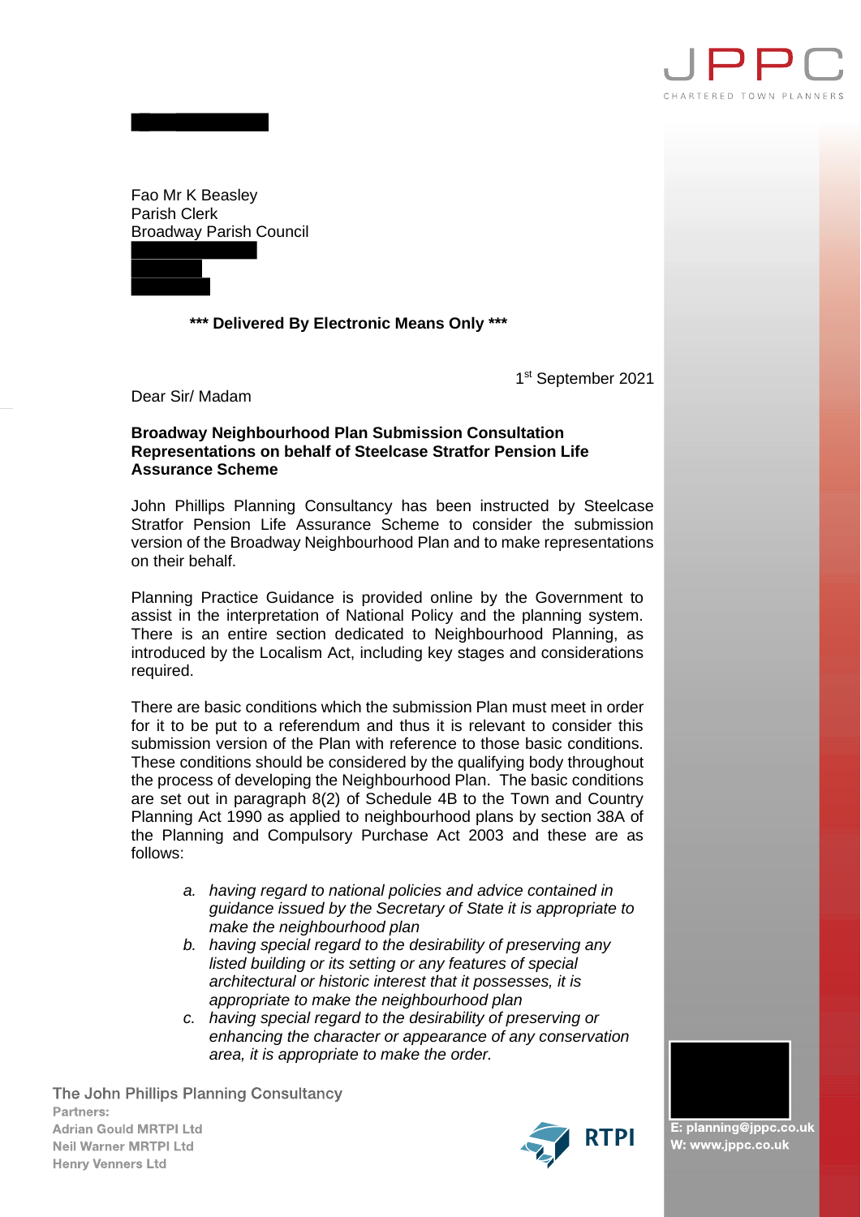JPPC

CHARTERED TOWN PLANNERS

Fao Mr K Beasley
Parish Clerk
Broadway Parish Council

**\*\*\* Delivered By Electronic Means Only \*\*\***

1st September 2021

Dear Sir/ Madam

**Broadway Neighbourhood Plan Submission Consultation**
**Representations on behalf of Steelcase Stratfor Pension Life Assurance Scheme**

John Phillips Planning Consultancy has been instructed by Steelcase Stratfor Pension Life Assurance Scheme to consider the submission version of the Broadway Neighbourhood Plan and to make representations on their behalf.

Planning Practice Guidance is provided online by the Government to assist in the interpretation of National Policy and the planning system. There is an entire section dedicated to Neighbourhood Planning, as introduced by the Localism Act, including key stages and considerations required.

There are basic conditions which the submission Plan must meet in order for it to be put to a referendum and thus it is relevant to consider this submission version of the Plan with reference to those basic conditions. These conditions should be considered by the qualifying body throughout the process of developing the Neighbourhood Plan. The basic conditions are set out in paragraph 8(2) of Schedule 4B to the Town and Country Planning Act 1990 as applied to neighbourhood plans by section 38A of the Planning and Compulsory Purchase Act 2003 and these are as follows:

a. *having regard to national policies and advice contained in guidance issued by the Secretary of State it is appropriate to make the neighbourhood plan*
b. *having special regard to the desirability of preserving any listed building or its setting or any features of special architectural or historic interest that it possesses, it is appropriate to make the neighbourhood plan*
c. *having special regard to the desirability of preserving or enhancing the character or appearance of any conservation area, it is appropriate to make the order.*

The John Phillips Planning Consultancy
Partners:
Adrian Gould MRTPI Ltd
Neil Warner MRTPI Ltd
Henry Venners Ltd

RTPI

E: planning@jppc.co.uk
W: www.jppc.co.uk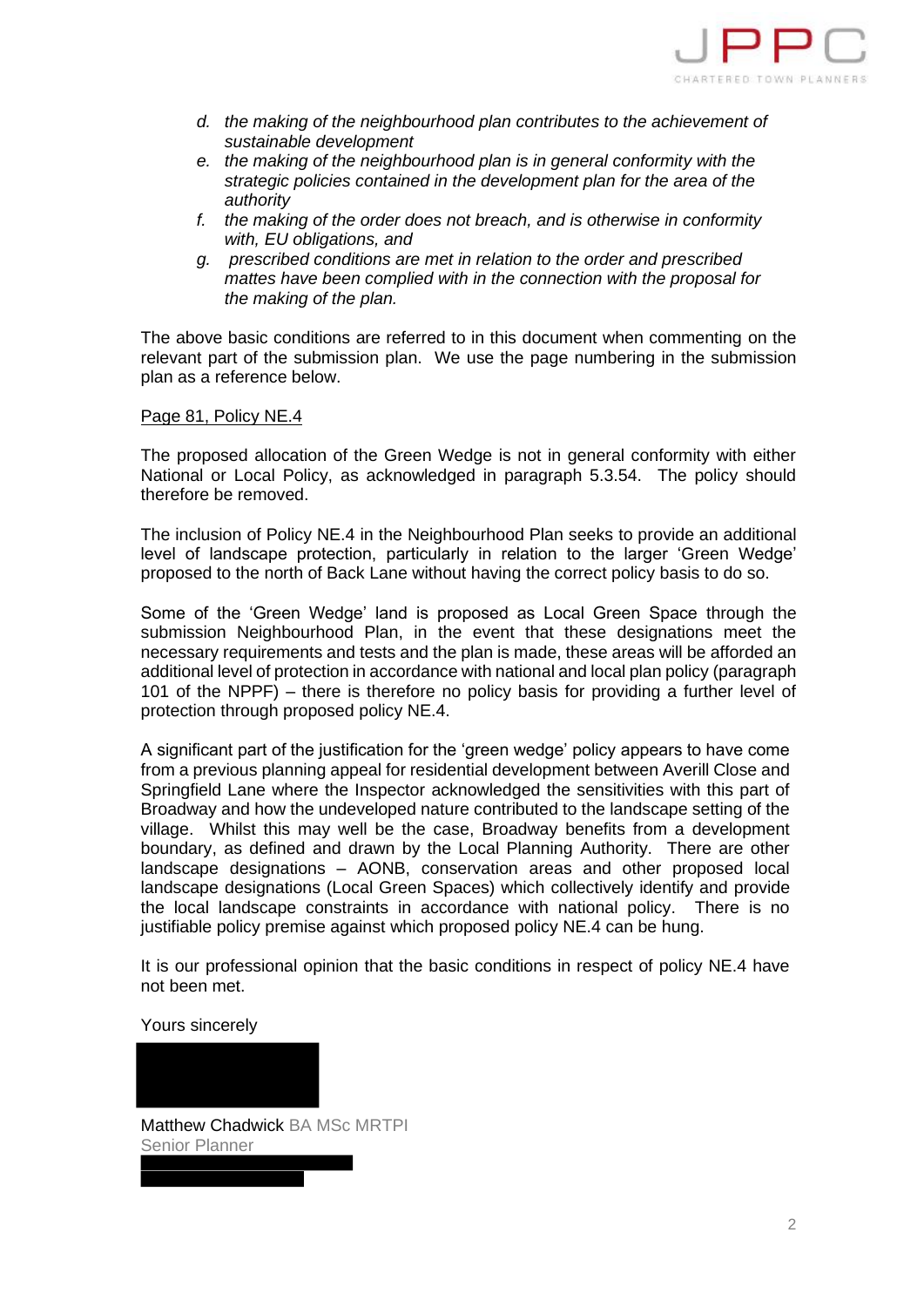*d. the making of the neighbourhood plan contributes to the achievement of sustainable development*

*e. the making of the neighbourhood plan is in general conformity with the strategic policies contained in the development plan for the area of the authority*

*f. the making of the order does not breach, and is otherwise in conformity with, EU obligations, and*

*g. prescribed conditions are met in relation to the order and prescribed mattes have been complied with in the connection with the proposal for the making of the plan.*

The above basic conditions are referred to in this document when commenting on the relevant part of the submission plan. We use the page numbering in the submission plan as a reference below.

Page 81, Policy NE.4

The proposed allocation of the Green Wedge is not in general conformity with either National or Local Policy, as acknowledged in paragraph 5.3.54. The policy should therefore be removed.

The inclusion of Policy NE.4 in the Neighbourhood Plan seeks to provide an additional level of landscape protection, particularly in relation to the larger 'Green Wedge' proposed to the north of Back Lane without having the correct policy basis to do so.

Some of the 'Green Wedge' land is proposed as Local Green Space through the submission Neighbourhood Plan, in the event that these designations meet the necessary requirements and tests and the plan is made, these areas will be afforded an additional level of protection in accordance with national and local plan policy (paragraph 101 of the NPPF) – there is therefore no policy basis for providing a further level of protection through proposed policy NE.4.

A significant part of the justification for the 'green wedge' policy appears to have come from a previous planning appeal for residential development between Averill Close and Springfield Lane where the Inspector acknowledged the sensitivities with this part of Broadway and how the undeveloped nature contributed to the landscape setting of the village. Whilst this may well be the case, Broadway benefits from a development boundary, as defined and drawn by the Local Planning Authority. There are other landscape designations – AONB, conservation areas and other proposed local landscape designations (Local Green Spaces) which collectively identify and provide the local landscape constraints in accordance with national policy. There is no justifiable policy premise against which proposed policy NE.4 can be hung.

It is our professional opinion that the basic conditions in respect of policy NE.4 have not been met.

Yours sincerely

Matthew Chadwick BA MSc MRTPI
Senior Planner